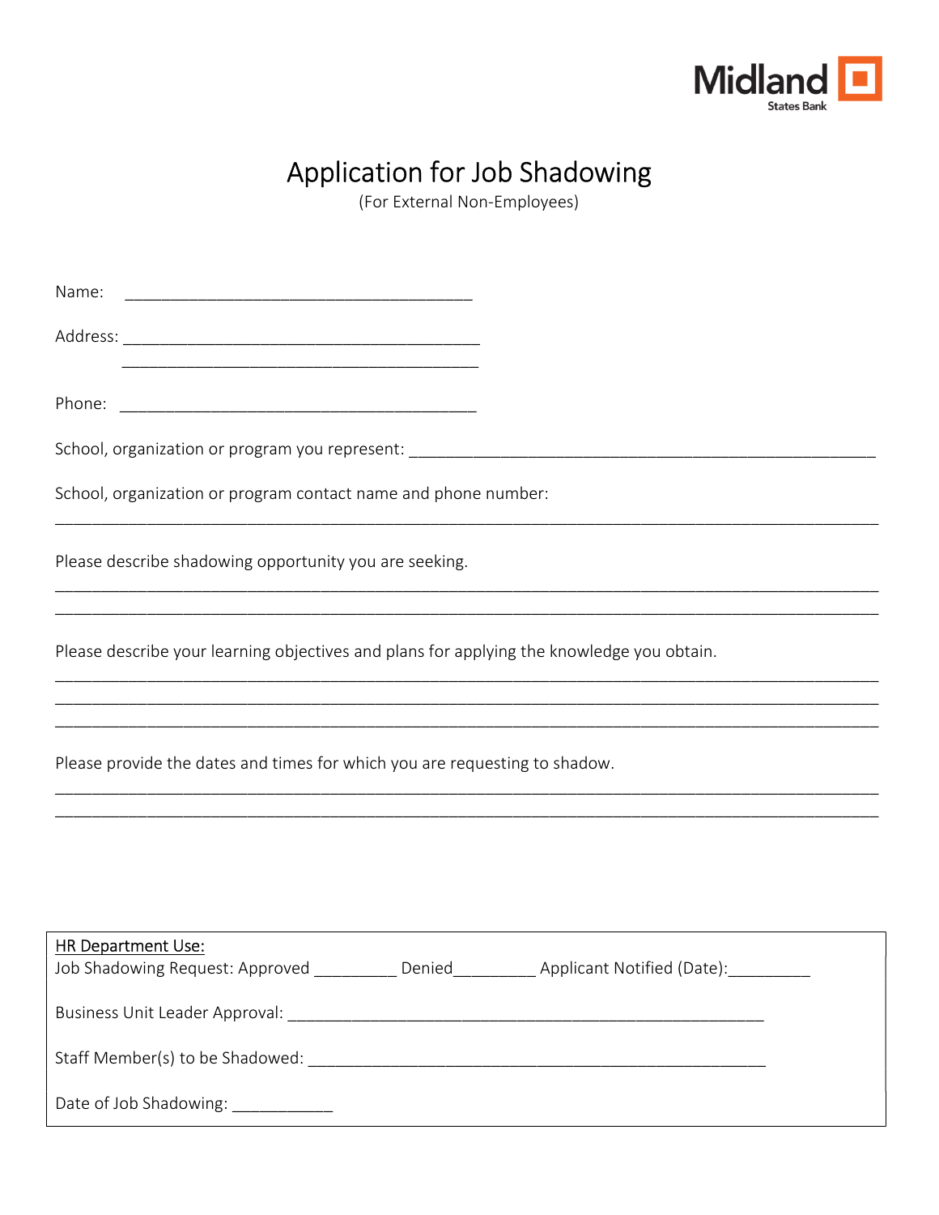Midland States Bank

# Application for Job Shadowing

(For External Non-Employees)

Name: ______________________________________

Address: ______________________________________

______________________________________

Phone: ______________________________________

School, organization or program you represent: ______________________________________________

School, organization or program contact name and phone number:

______________________________________________________________________________

Please describe shadowing opportunity you are seeking.

______________________________________________________________________________

______________________________________________________________________________

Please describe your learning objectives and plans for applying the knowledge you obtain.

______________________________________________________________________________

______________________________________________________________________________

______________________________________________________________________________

Please provide the dates and times for which you are requesting to shadow.

______________________________________________________________________________

______________________________________________________________________________

HR Department Use:

Job Shadowing Request: Approved _________ Denied_________ Applicant Notified (Date):_________

Business Unit Leader Approval: ______________________________________________________

Staff Member(s) to be Shadowed: ____________________________________________________

Date of Job Shadowing: ___________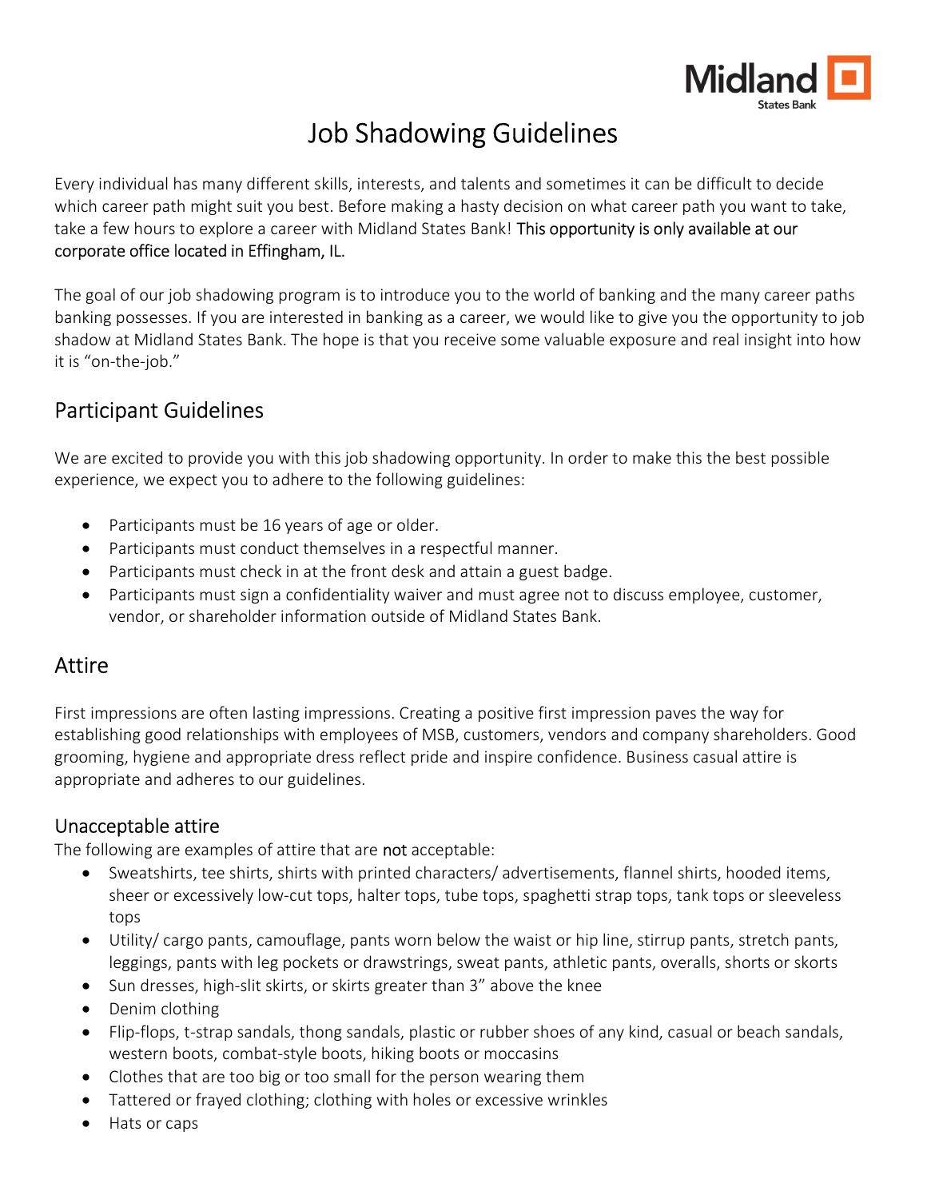# Job Shadowing Guidelines

Every individual has many different skills, interests, and talents and sometimes it can be difficult to decide which career path might suit you best. Before making a hasty decision on what career path you want to take, take a few hours to explore a career with Midland States Bank! This opportunity is only available at our corporate office located in Effingham, IL.

The goal of our job shadowing program is to introduce you to the world of banking and the many career paths banking possesses. If you are interested in banking as a career, we would like to give you the opportunity to job shadow at Midland States Bank. The hope is that you receive some valuable exposure and real insight into how it is "on-the-job."

## Participant Guidelines

We are excited to provide you with this job shadowing opportunity. In order to make this the best possible experience, we expect you to adhere to the following guidelines:

- Participants must be 16 years of age or older.
- Participants must conduct themselves in a respectful manner.
- Participants must check in at the front desk and attain a guest badge.
- Participants must sign a confidentiality waiver and must agree not to discuss employee, customer, vendor, or shareholder information outside of Midland States Bank.

## Attire

First impressions are often lasting impressions. Creating a positive first impression paves the way for establishing good relationships with employees of MSB, customers, vendors and company shareholders. Good grooming, hygiene and appropriate dress reflect pride and inspire confidence. Business casual attire is appropriate and adheres to our guidelines.

### Unacceptable attire

The following are examples of attire that are **not** acceptable:

- Sweatshirts, tee shirts, shirts with printed characters/ advertisements, flannel shirts, hooded items, sheer or excessively low-cut tops, halter tops, tube tops, spaghetti strap tops, tank tops or sleeveless tops
- Utility/ cargo pants, camouflage, pants worn below the waist or hip line, stirrup pants, stretch pants, leggings, pants with leg pockets or drawstrings, sweat pants, athletic pants, overalls, shorts or skorts
- Sun dresses, high-slit skirts, or skirts greater than 3" above the knee
- Denim clothing
- Flip-flops, t-strap sandals, thong sandals, plastic or rubber shoes of any kind, casual or beach sandals, western boots, combat-style boots, hiking boots or moccasins
- Clothes that are too big or too small for the person wearing them
- Tattered or frayed clothing; clothing with holes or excessive wrinkles
- Hats or caps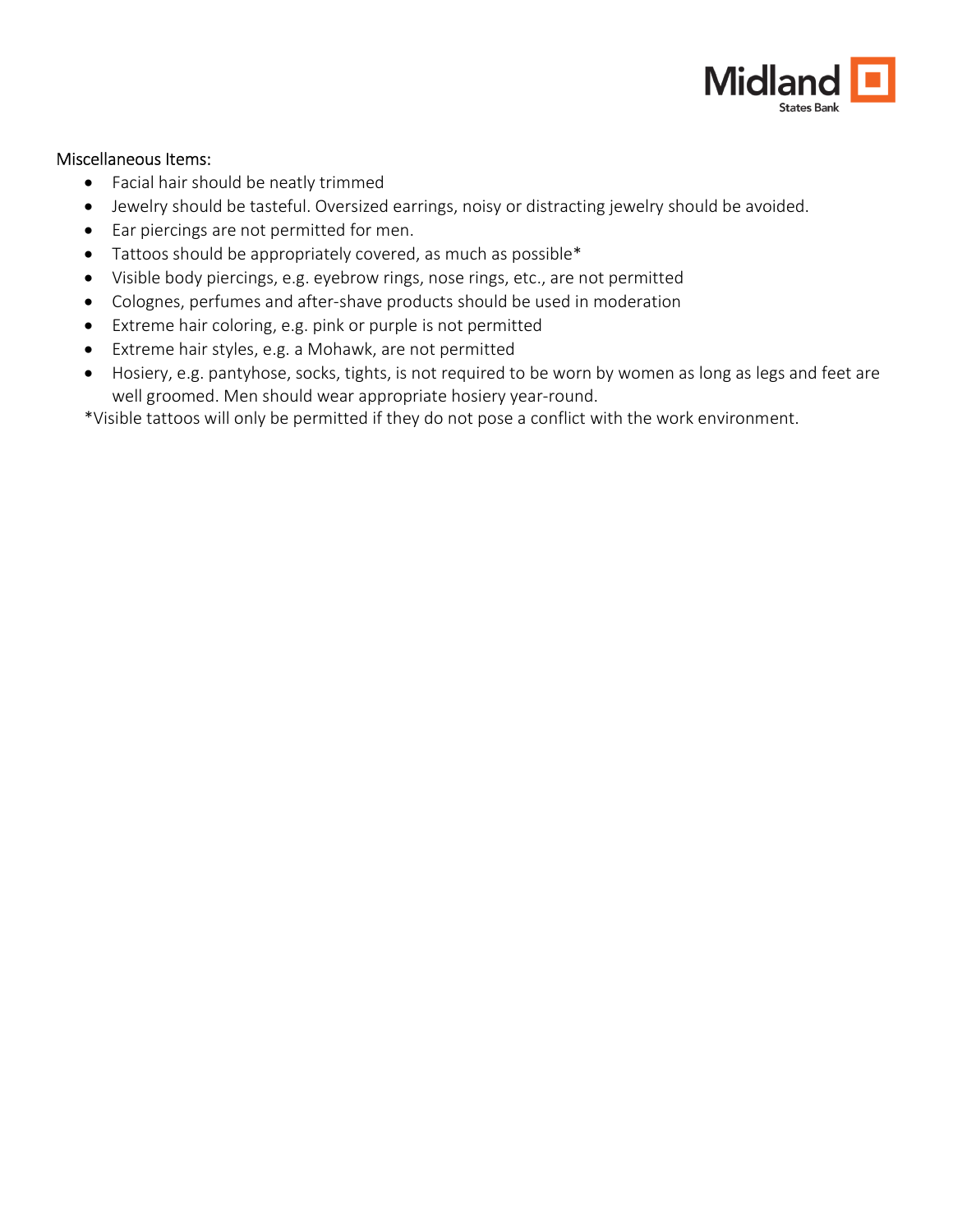Miscellaneous Items:

- Facial hair should be neatly trimmed
- Jewelry should be tasteful. Oversized earrings, noisy or distracting jewelry should be avoided.
- Ear piercings are not permitted for men.
- Tattoos should be appropriately covered, as much as possible*
- Visible body piercings, e.g. eyebrow rings, nose rings, etc., are not permitted
- Colognes, perfumes and after-shave products should be used in moderation
- Extreme hair coloring, e.g. pink or purple is not permitted
- Extreme hair styles, e.g. a Mohawk, are not permitted
- Hosiery, e.g. pantyhose, socks, tights, is not required to be worn by women as long as legs and feet are well groomed. Men should wear appropriate hosiery year-round.

*Visible tattoos will only be permitted if they do not pose a conflict with the work environment.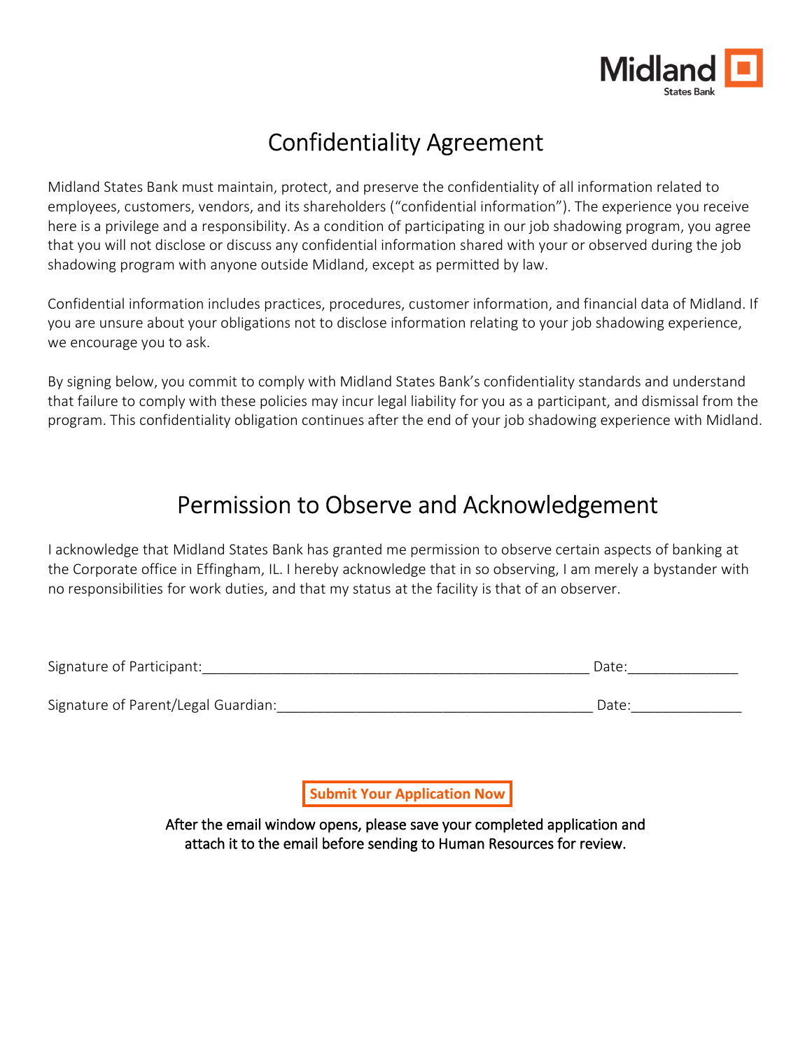Midland States Bank

# Confidentiality Agreement

Midland States Bank must maintain, protect, and preserve the confidentiality of all information related to employees, customers, vendors, and its shareholders ("confidential information"). The experience you receive here is a privilege and a responsibility. As a condition of participating in our job shadowing program, you agree that you will not disclose or discuss any confidential information shared with your or observed during the job shadowing program with anyone outside Midland, except as permitted by law.

Confidential information includes practices, procedures, customer information, and financial data of Midland. If you are unsure about your obligations not to disclose information relating to your job shadowing experience, we encourage you to ask.

By signing below, you commit to comply with Midland States Bank's confidentiality standards and understand that failure to comply with these policies may incur legal liability for you as a participant, and dismissal from the program. This confidentiality obligation continues after the end of your job shadowing experience with Midland.

# Permission to Observe and Acknowledgement

I acknowledge that Midland States Bank has granted me permission to observe certain aspects of banking at the Corporate office in Effingham, IL. I hereby acknowledge that in so observing, I am merely a bystander with no responsibilities for work duties, and that my status at the facility is that of an observer.

Signature of Participant:_________________________________________________ Date:______________

Signature of Parent/Legal Guardian:________________________________________ Date:______________

**Submit Your Application Now**

After the email window opens, please save your completed application and attach it to the email before sending to Human Resources for review.